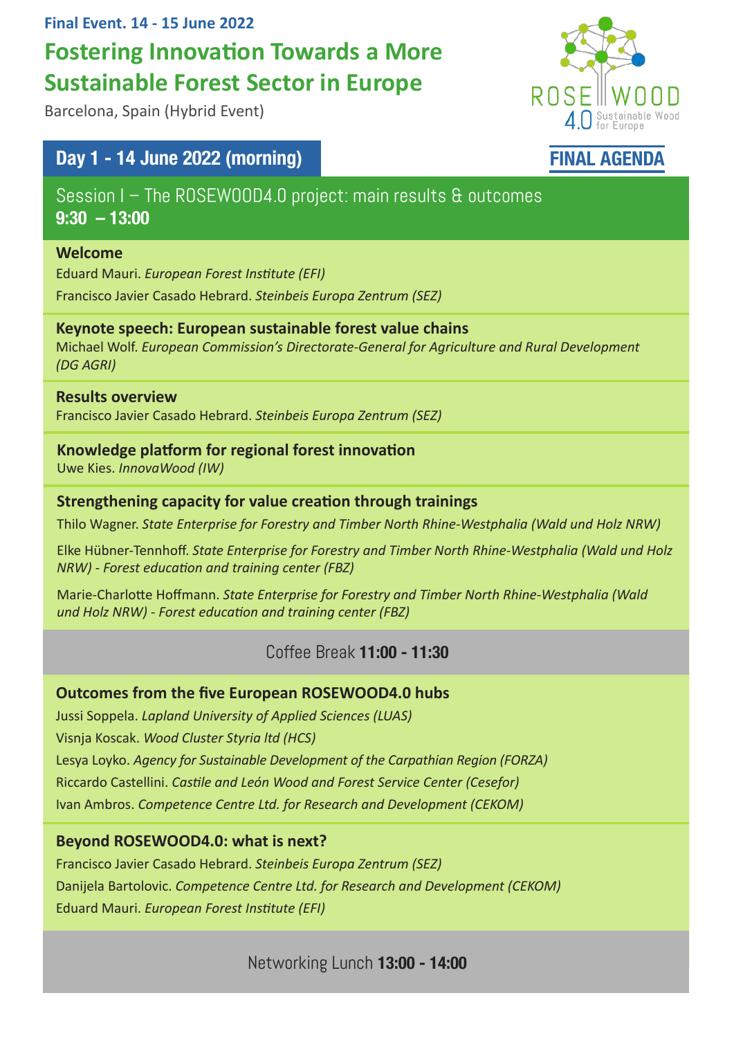**Final Event. 14 - 15 June 2022**

# Fostering Innovation Towards a More Sustainable Forest Sector in Europe

Barcelona, Spain (Hybrid Event)

ROSE WOOD 4.0 Sustainable Wood for Europe

**FINAL AGENDA**

## Day 1 - 14 June 2022 (morning)

### Session I – The ROSEWOOD4.0 project: main results & outcomes
**9:30 – 13:00**

**Welcome**

Eduard Mauri. *European Forest Institute (EFI)*

Francisco Javier Casado Hebrard. *Steinbeis Europa Zentrum (SEZ)*

**Keynote speech: European sustainable forest value chains**

Michael Wolf. *European Commission's Directorate-General for Agriculture and Rural Development (DG AGRI)*

**Results overview**

Francisco Javier Casado Hebrard. *Steinbeis Europa Zentrum (SEZ)*

**Knowledge platform for regional forest innovation**

Uwe Kies. *InnovaWood (IW)*

**Strengthening capacity for value creation through trainings**

Thilo Wagner. *State Enterprise for Forestry and Timber North Rhine-Westphalia (Wald und Holz NRW)*

Elke Hübner-Tennhoff. *State Enterprise for Forestry and Timber North Rhine-Westphalia (Wald und Holz NRW) - Forest education and training center (FBZ)*

Marie-Charlotte Hoffmann. *State Enterprise for Forestry and Timber North Rhine-Westphalia (Wald und Holz NRW) - Forest education and training center (FBZ)*

Coffee Break **11:00 - 11:30**

**Outcomes from the five European ROSEWOOD4.0 hubs**

Jussi Soppela. *Lapland University of Applied Sciences (LUAS)*

Visnja Koscak. *Wood Cluster Styria ltd (HCS)*

Lesya Loyko. *Agency for Sustainable Development of the Carpathian Region (FORZA)*

Riccardo Castellini. *Castile and León Wood and Forest Service Center (Cesefor)*

Ivan Ambros. *Competence Centre Ltd. for Research and Development (CEKOM)*

**Beyond ROSEWOOD4.0: what is next?**

Francisco Javier Casado Hebrard. *Steinbeis Europa Zentrum (SEZ)*

Danijela Bartolovic. *Competence Centre Ltd. for Research and Development (CEKOM)*

Eduard Mauri. *European Forest Institute (EFI)*

Networking Lunch **13:00 - 14:00**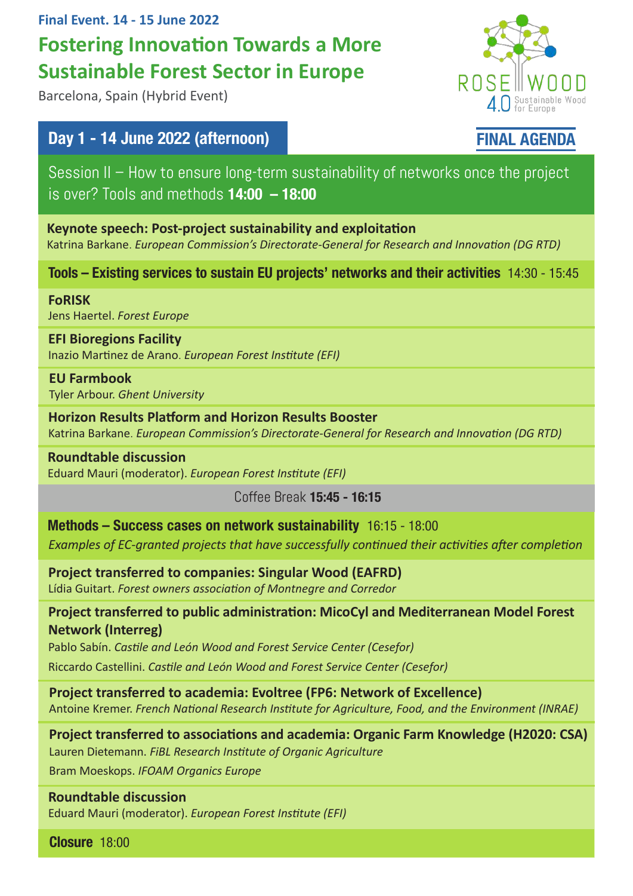**Final Event. 14 - 15 June 2022**

# Fostering Innovation Towards a More Sustainable Forest Sector in Europe

Barcelona, Spain (Hybrid Event)

ROSEWOOD 4.0 Sustainable Wood for Europe

## Day 1 - 14 June 2022 (afternoon)

**FINAL AGENDA**

### Session II – How to ensure long-term sustainability of networks once the project is over? Tools and methods **14:00 – 18:00**

**Keynote speech: Post-project sustainability and exploitation**
Katrina Barkane. *European Commission's Directorate-General for Research and Innovation (DG RTD)*

#### Tools – Existing services to sustain EU projects' networks and their activities 14:30 - 15:45

**FoRISK**
Jens Haertel. *Forest Europe*

**EFI Bioregions Facility**
Inazio Martinez de Arano. *European Forest Institute (EFI)*

**EU Farmbook**
Tyler Arbour. *Ghent University*

**Horizon Results Platform and Horizon Results Booster**
Katrina Barkane. *European Commission's Directorate-General for Research and Innovation (DG RTD)*

**Roundtable discussion**
Eduard Mauri (moderator). *European Forest Institute (EFI)*

Coffee Break **15:45 - 16:15**

#### Methods – Success cases on network sustainability 16:15 - 18:00

*Examples of EC-granted projects that have successfully continued their activities after completion*

**Project transferred to companies: Singular Wood (EAFRD)**
Lídia Guitart. *Forest owners association of Montnegre and Corredor*

**Project transferred to public administration: MicoCyl and Mediterranean Model Forest Network (Interreg)**
Pablo Sabín. *Castile and León Wood and Forest Service Center (Cesefor)*
Riccardo Castellini. *Castile and León Wood and Forest Service Center (Cesefor)*

**Project transferred to academia: Evoltree (FP6: Network of Excellence)**
Antoine Kremer. *French National Research Institute for Agriculture, Food, and the Environment (INRAE)*

**Project transferred to associations and academia: Organic Farm Knowledge (H2020: CSA)**
Lauren Dietemann. *FiBL Research Institute of Organic Agriculture*
Bram Moeskops. *IFOAM Organics Europe*

**Roundtable discussion**
Eduard Mauri (moderator). *European Forest Institute (EFI)*

**Closure** 18:00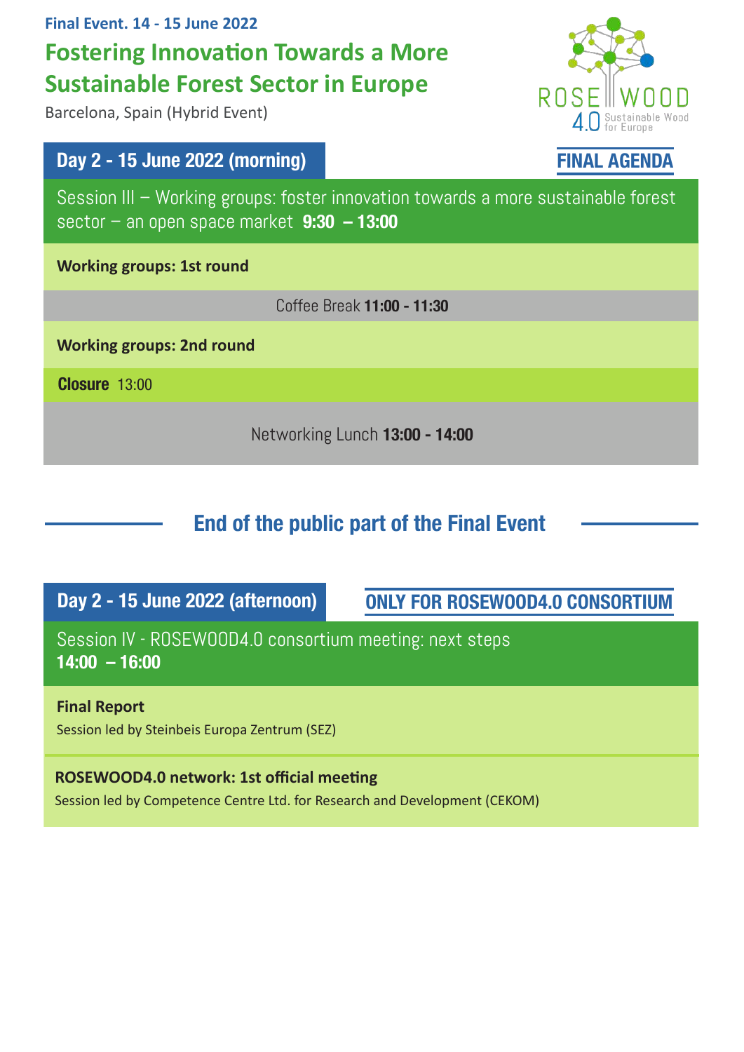**Final Event. 14 - 15 June 2022**

# Fostering Innovation Towards a More Sustainable Forest Sector in Europe

Barcelona, Spain (Hybrid Event)

ROSE WOOD 4.0 Sustainable Wood for Europe

**FINAL AGENDA**

## Day 2 - 15 June 2022 (morning)

### Session III – Working groups: foster innovation towards a more sustainable forest sector – an open space market **9:30 – 13:00**

**Working groups: 1st round**

Coffee Break **11:00 - 11:30**

**Working groups: 2nd round**

**Closure** 13:00

Networking Lunch **13:00 - 14:00**

## End of the public part of the Final Event

## Day 2 - 15 June 2022 (afternoon)

**ONLY FOR ROSEWOOD4.0 CONSORTIUM**

### Session IV - ROSEWOOD4.0 consortium meeting: next steps **14:00 – 16:00**

**Final Report**

Session led by Steinbeis Europa Zentrum (SEZ)

**ROSEWOOD4.0 network: 1st official meeting**

Session led by Competence Centre Ltd. for Research and Development (CEKOM)